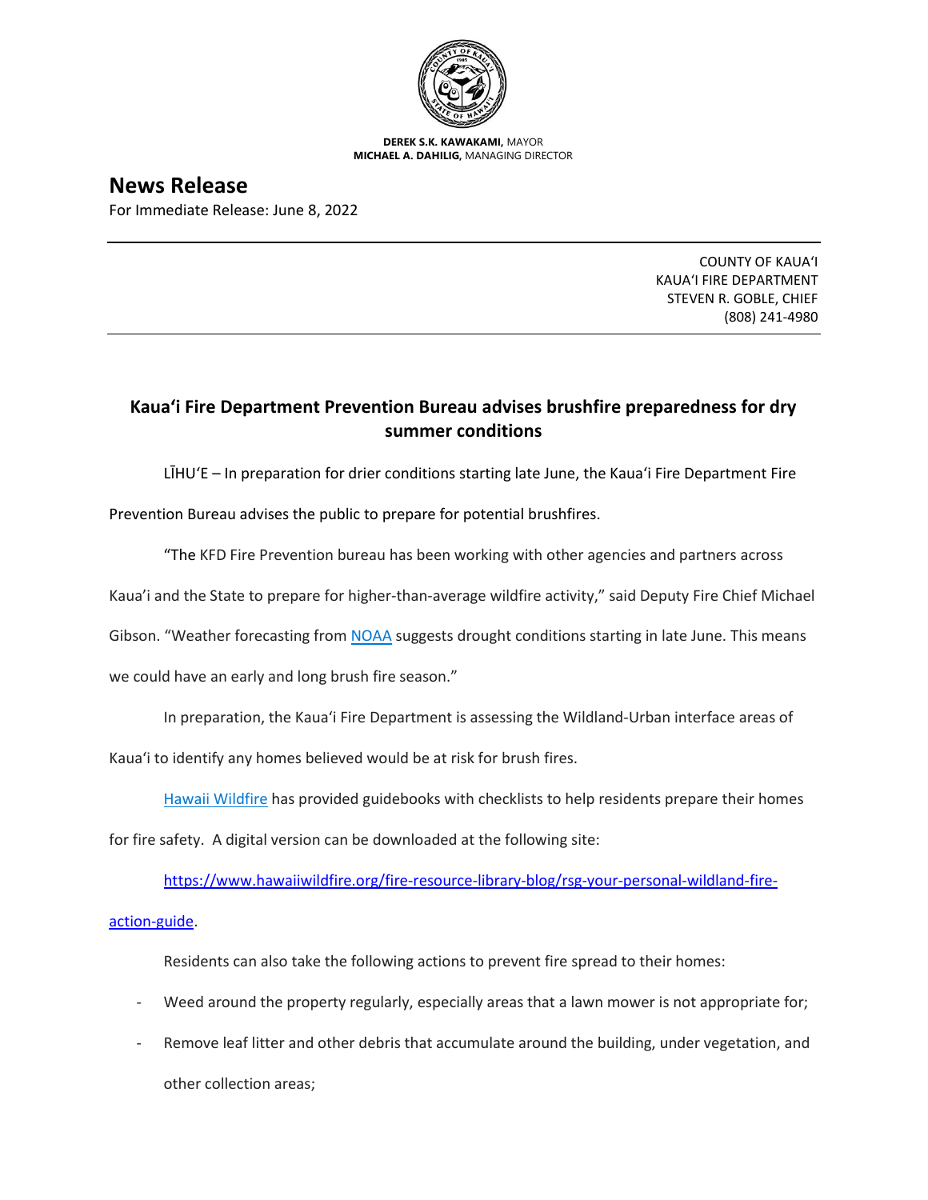**DEREK S.K. KAWAKAMI,** MAYOR
**MICHAEL A. DAHILIG,** MANAGING DIRECTOR

# News Release

For Immediate Release: June 8, 2022

COUNTY OF KAUAʻI
KAUAʻI FIRE DEPARTMENT
STEVEN R. GOBLE, CHIEF
(808) 241-4980

## Kauaʻi Fire Department Prevention Bureau advises brushfire preparedness for dry summer conditions

LĪHUʻE – In preparation for drier conditions starting late June, the Kauaʻi Fire Department Fire Prevention Bureau advises the public to prepare for potential brushfires.

"The KFD Fire Prevention bureau has been working with other agencies and partners across Kaua'i and the State to prepare for higher-than-average wildfire activity," said Deputy Fire Chief Michael Gibson. "Weather forecasting from [NOAA]() suggests drought conditions starting in late June. This means we could have an early and long brush fire season."

In preparation, the Kauaʻi Fire Department is assessing the Wildland-Urban interface areas of Kauaʻi to identify any homes believed would be at risk for brush fires.

[Hawaii Wildfire]() has provided guidebooks with checklists to help residents prepare their homes for fire safety. A digital version can be downloaded at the following site:

[https://www.hawaiiwildfire.org/fire-resource-library-blog/rsg-your-personal-wildland-fire-action-guide](https://www.hawaiiwildfire.org/fire-resource-library-blog/rsg-your-personal-wildland-fire-action-guide).

Residents can also take the following actions to prevent fire spread to their homes:

- Weed around the property regularly, especially areas that a lawn mower is not appropriate for;
- Remove leaf litter and other debris that accumulate around the building, under vegetation, and other collection areas;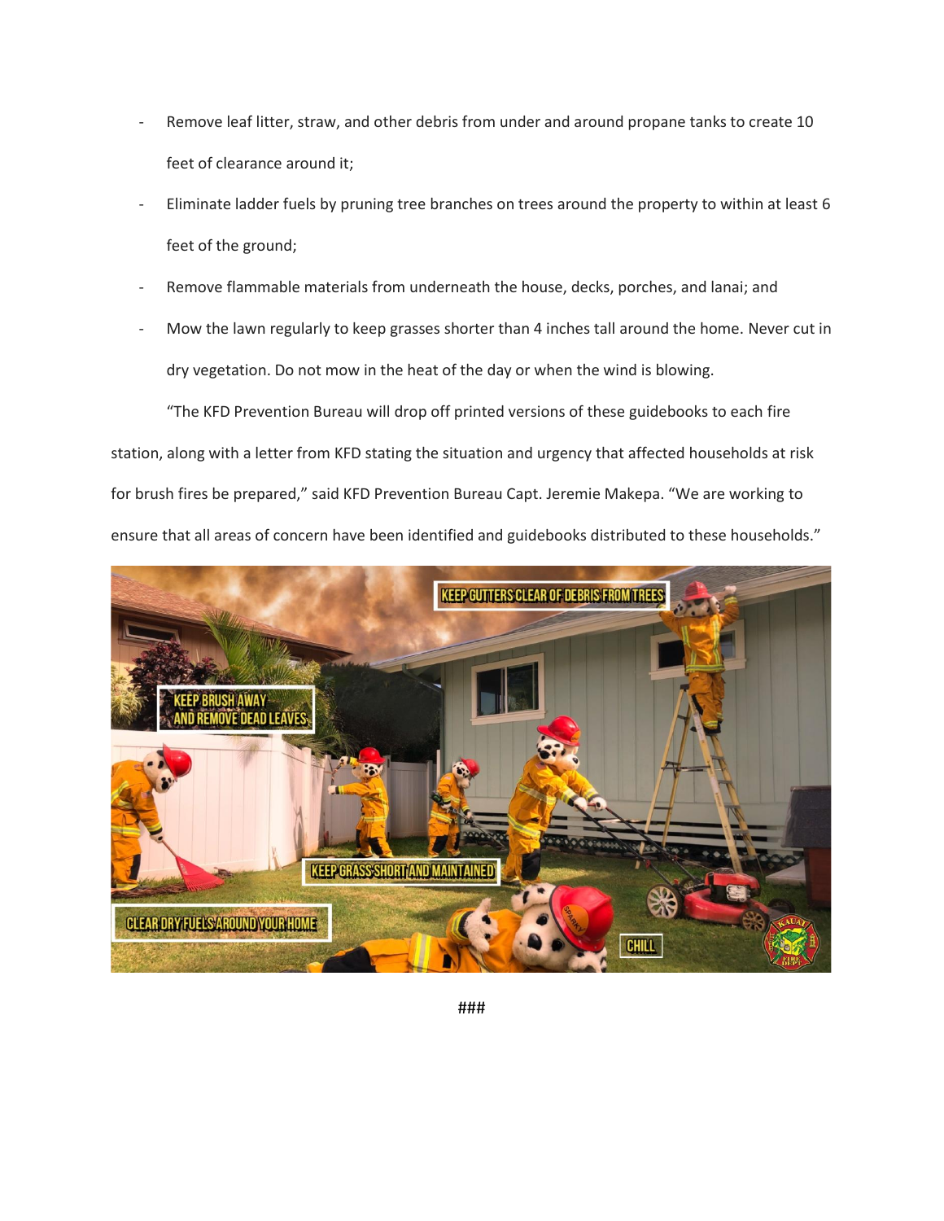- Remove leaf litter, straw, and other debris from under and around propane tanks to create 10 feet of clearance around it;
- Eliminate ladder fuels by pruning tree branches on trees around the property to within at least 6 feet of the ground;
- Remove flammable materials from underneath the house, decks, porches, and lanai; and
- Mow the lawn regularly to keep grasses shorter than 4 inches tall around the home. Never cut in dry vegetation. Do not mow in the heat of the day or when the wind is blowing.

"The KFD Prevention Bureau will drop off printed versions of these guidebooks to each fire station, along with a letter from KFD stating the situation and urgency that affected households at risk for brush fires be prepared," said KFD Prevention Bureau Capt. Jeremie Makepa. "We are working to ensure that all areas of concern have been identified and guidebooks distributed to these households."

KEEP GUTTERS CLEAR OF DEBRIS FROM TREES

KEEP BRUSH AWAY AND REMOVE DEAD LEAVES

KEEP GRASS SHORT AND MAINTAINED

CLEAR DRY FUELS AROUND YOUR HOME

CHILL

###